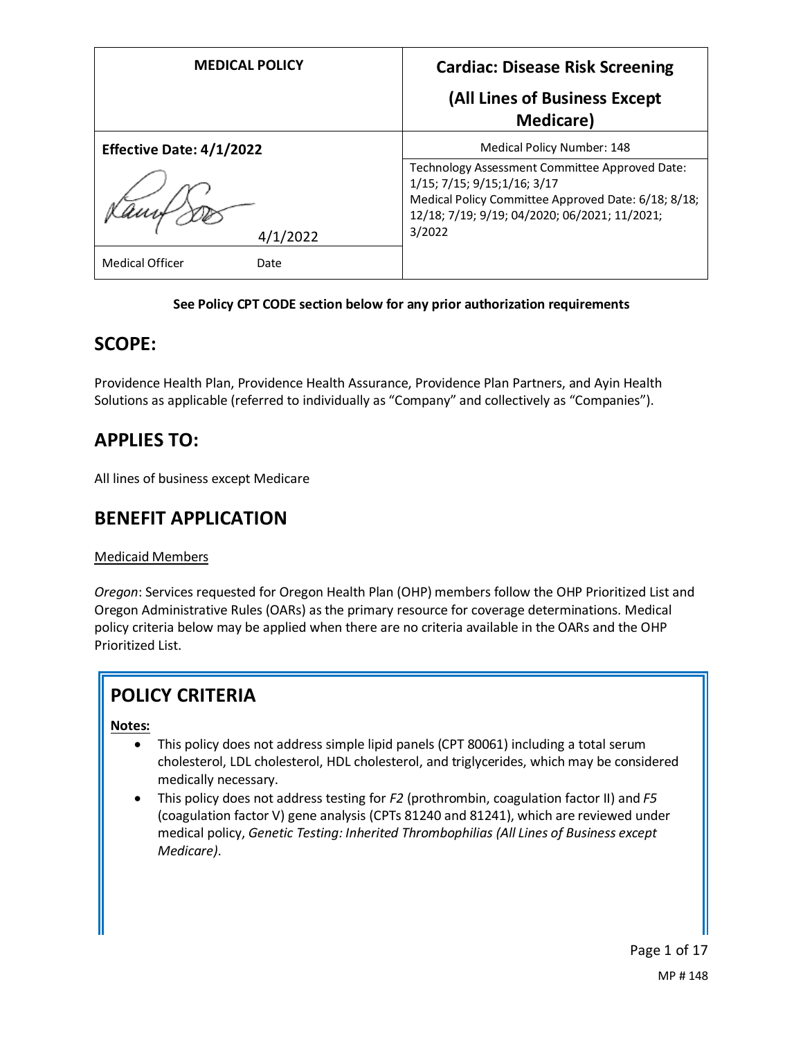| MEDICAL POLICY | Cardiac: Disease Risk Screening (All Lines of Business Except Medicare) |
|---|---|
| **Effective Date: 4/1/2022** | Medical Policy Number: 148 |
| 4/1/2022 | Technology Assessment Committee Approved Date: 1/15; 7/15; 9/15;1/16; 3/17 Medical Policy Committee Approved Date: 6/18; 8/18; 12/18; 7/19; 9/19; 04/2020; 06/2021; 11/2021; 3/2022 |
| Medical Officer Date | |

**See Policy CPT CODE section below for any prior authorization requirements**

## SCOPE:

Providence Health Plan, Providence Health Assurance, Providence Plan Partners, and Ayin Health Solutions as applicable (referred to individually as "Company" and collectively as "Companies").

## APPLIES TO:

All lines of business except Medicare

## BENEFIT APPLICATION

Medicaid Members

*Oregon*: Services requested for Oregon Health Plan (OHP) members follow the OHP Prioritized List and Oregon Administrative Rules (OARs) as the primary resource for coverage determinations. Medical policy criteria below may be applied when there are no criteria available in the OARs and the OHP Prioritized List.

## POLICY CRITERIA

**Notes:**

- This policy does not address simple lipid panels (CPT 80061) including a total serum cholesterol, LDL cholesterol, HDL cholesterol, and triglycerides, which may be considered medically necessary.
- This policy does not address testing for *F2* (prothrombin, coagulation factor II) and *F5* (coagulation factor V) gene analysis (CPTs 81240 and 81241), which are reviewed under medical policy, *Genetic Testing: Inherited Thrombophilias (All Lines of Business except Medicare)*.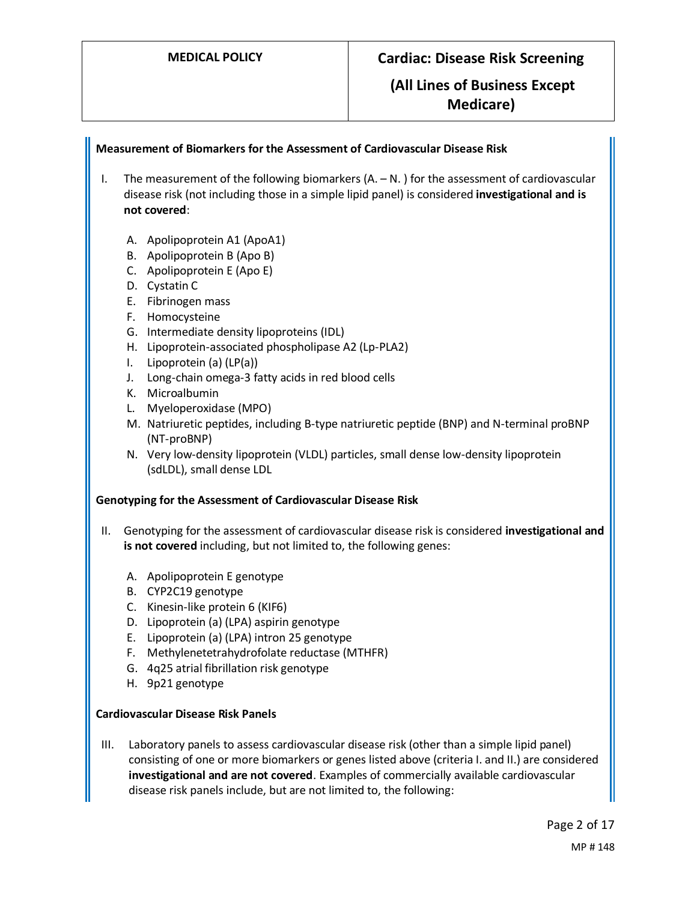**Measurement of Biomarkers for the Assessment of Cardiovascular Disease Risk**

I. The measurement of the following biomarkers (A. – N. ) for the assessment of cardiovascular disease risk (not including those in a simple lipid panel) is considered **investigational and is not covered**:

   A. Apolipoprotein A1 (ApoA1)
   B. Apolipoprotein B (Apo B)
   C. Apolipoprotein E (Apo E)
   D. Cystatin C
   E. Fibrinogen mass
   F. Homocysteine
   G. Intermediate density lipoproteins (IDL)
   H. Lipoprotein-associated phospholipase A2 (Lp-PLA2)
   I. Lipoprotein (a) (LP(a))
   J. Long-chain omega-3 fatty acids in red blood cells
   K. Microalbumin
   L. Myeloperoxidase (MPO)
   M. Natriuretic peptides, including B-type natriuretic peptide (BNP) and N-terminal proBNP (NT-proBNP)
   N. Very low-density lipoprotein (VLDL) particles, small dense low-density lipoprotein (sdLDL), small dense LDL

**Genotyping for the Assessment of Cardiovascular Disease Risk**

II. Genotyping for the assessment of cardiovascular disease risk is considered **investigational and is not covered** including, but not limited to, the following genes:

   A. Apolipoprotein E genotype
   B. CYP2C19 genotype
   C. Kinesin-like protein 6 (KIF6)
   D. Lipoprotein (a) (LPA) aspirin genotype
   E. Lipoprotein (a) (LPA) intron 25 genotype
   F. Methylenetetrahydrofolate reductase (MTHFR)
   G. 4q25 atrial fibrillation risk genotype
   H. 9p21 genotype

**Cardiovascular Disease Risk Panels**

III. Laboratory panels to assess cardiovascular disease risk (other than a simple lipid panel) consisting of one or more biomarkers or genes listed above (criteria I. and II.) are considered **investigational and are not covered**. Examples of commercially available cardiovascular disease risk panels include, but are not limited to, the following: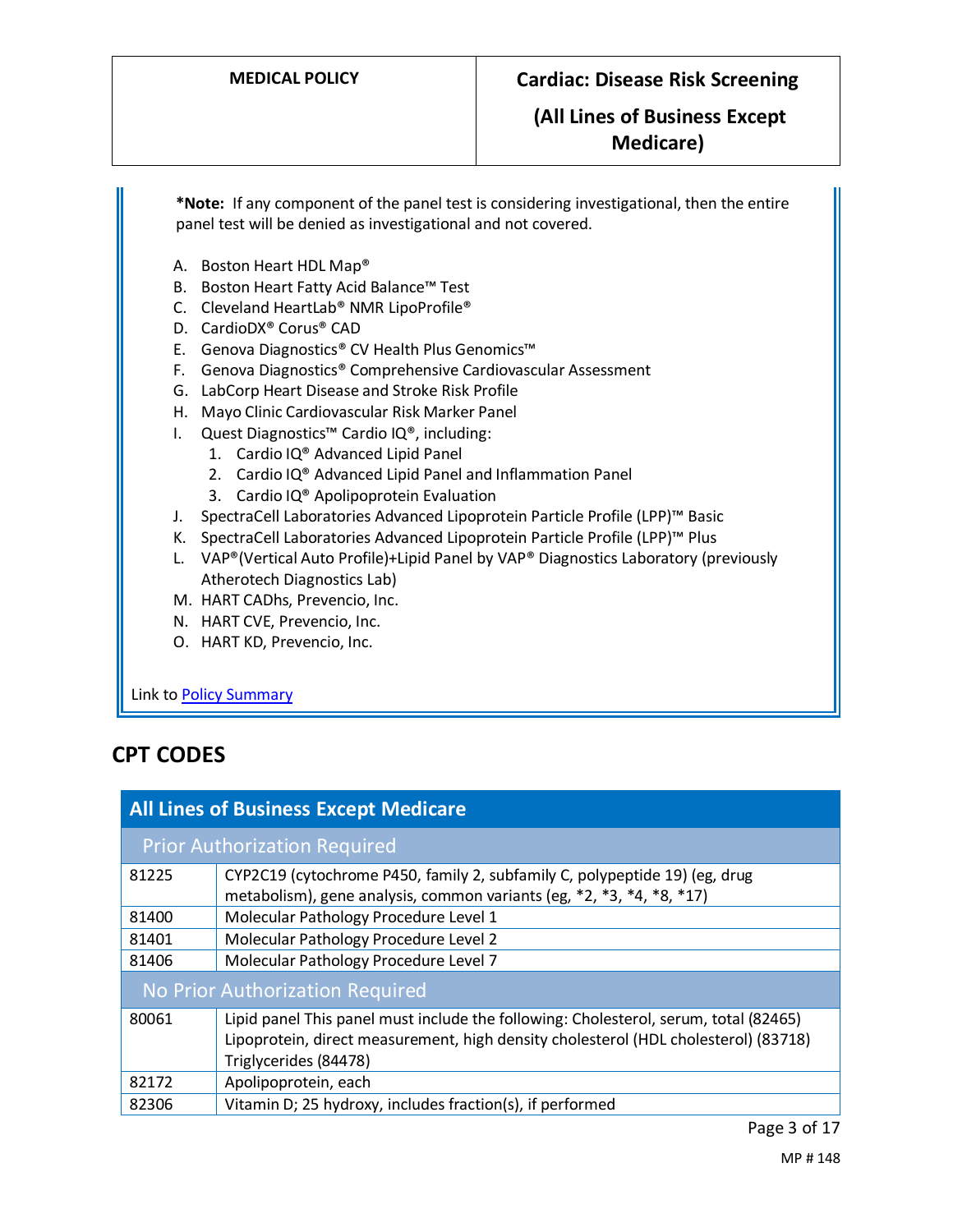***Note:** If any component of the panel test is considering investigational, then the entire panel test will be denied as investigational and not covered.

A. Boston Heart HDL Map®
B. Boston Heart Fatty Acid Balance™ Test
C. Cleveland HeartLab® NMR LipoProfile®
D. CardioDX® Corus® CAD
E. Genova Diagnostics® CV Health Plus Genomics™
F. Genova Diagnostics® Comprehensive Cardiovascular Assessment
G. LabCorp Heart Disease and Stroke Risk Profile
H. Mayo Clinic Cardiovascular Risk Marker Panel
I. Quest Diagnostics™ Cardio IQ®, including:
   1. Cardio IQ® Advanced Lipid Panel
   2. Cardio IQ® Advanced Lipid Panel and Inflammation Panel
   3. Cardio IQ® Apolipoprotein Evaluation
J. SpectraCell Laboratories Advanced Lipoprotein Particle Profile (LPP)™ Basic
K. SpectraCell Laboratories Advanced Lipoprotein Particle Profile (LPP)™ Plus
L. VAP®(Vertical Auto Profile)+Lipid Panel by VAP® Diagnostics Laboratory (previously Atherotech Diagnostics Lab)
M. HART CADhs, Prevencio, Inc.
N. HART CVE, Prevencio, Inc.
O. HART KD, Prevencio, Inc.

Link to Policy Summary

## CPT CODES

| All Lines of Business Except Medicare | |
|---|---|
| **Prior Authorization Required** | |
| 81225 | CYP2C19 (cytochrome P450, family 2, subfamily C, polypeptide 19) (eg, drug metabolism), gene analysis, common variants (eg, *2, *3, *4, *8, *17) |
| 81400 | Molecular Pathology Procedure Level 1 |
| 81401 | Molecular Pathology Procedure Level 2 |
| 81406 | Molecular Pathology Procedure Level 7 |
| **No Prior Authorization Required** | |
| 80061 | Lipid panel This panel must include the following: Cholesterol, serum, total (82465) Lipoprotein, direct measurement, high density cholesterol (HDL cholesterol) (83718) Triglycerides (84478) |
| 82172 | Apolipoprotein, each |
| 82306 | Vitamin D; 25 hydroxy, includes fraction(s), if performed |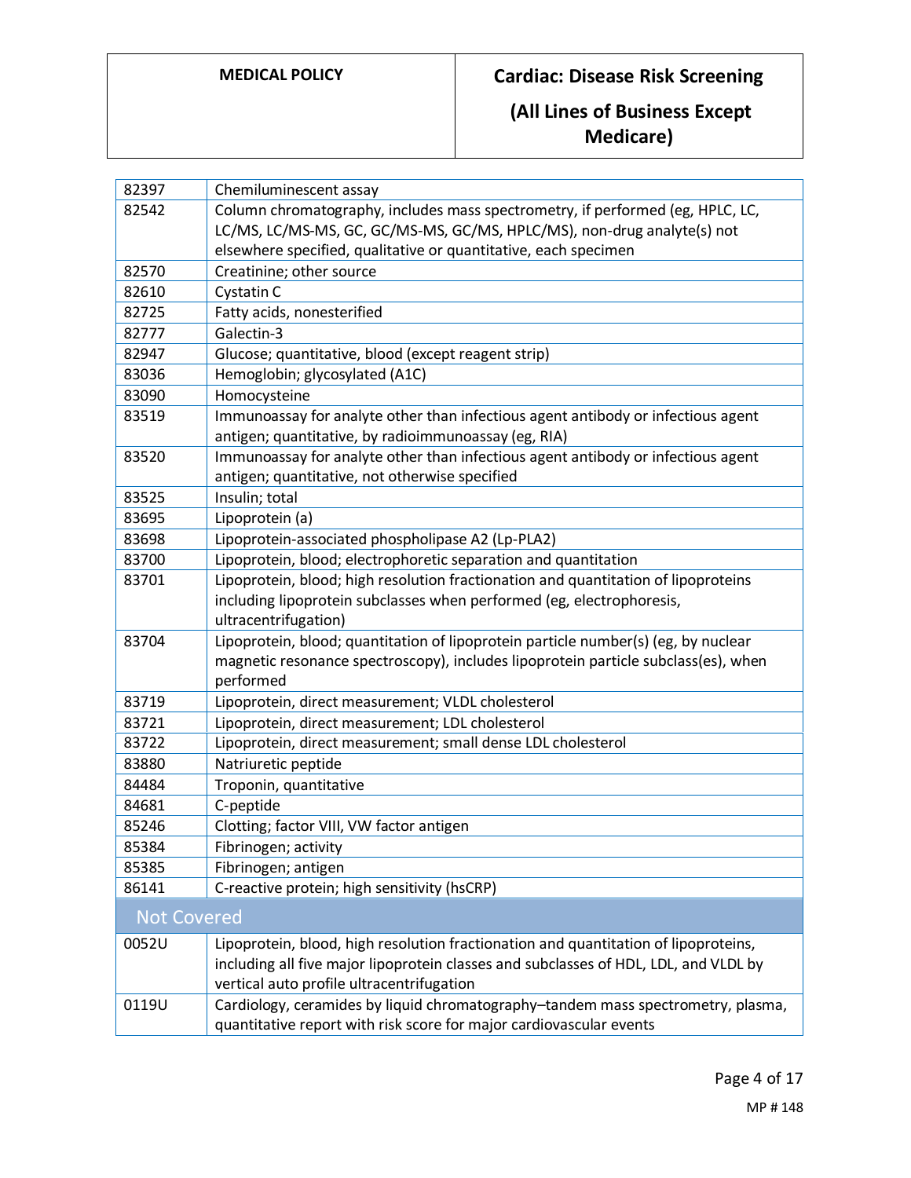| | |
|---|---|
| 82397 | Chemiluminescent assay |
| 82542 | Column chromatography, includes mass spectrometry, if performed (eg, HPLC, LC, LC/MS, LC/MS-MS, GC, GC/MS-MS, GC/MS, HPLC/MS), non-drug analyte(s) not elsewhere specified, qualitative or quantitative, each specimen |
| 82570 | Creatinine; other source |
| 82610 | Cystatin C |
| 82725 | Fatty acids, nonesterified |
| 82777 | Galectin-3 |
| 82947 | Glucose; quantitative, blood (except reagent strip) |
| 83036 | Hemoglobin; glycosylated (A1C) |
| 83090 | Homocysteine |
| 83519 | Immunoassay for analyte other than infectious agent antibody or infectious agent antigen; quantitative, by radioimmunoassay (eg, RIA) |
| 83520 | Immunoassay for analyte other than infectious agent antibody or infectious agent antigen; quantitative, not otherwise specified |
| 83525 | Insulin; total |
| 83695 | Lipoprotein (a) |
| 83698 | Lipoprotein-associated phospholipase A2 (Lp-PLA2) |
| 83700 | Lipoprotein, blood; electrophoretic separation and quantitation |
| 83701 | Lipoprotein, blood; high resolution fractionation and quantitation of lipoproteins including lipoprotein subclasses when performed (eg, electrophoresis, ultracentrifugation) |
| 83704 | Lipoprotein, blood; quantitation of lipoprotein particle number(s) (eg, by nuclear magnetic resonance spectroscopy), includes lipoprotein particle subclass(es), when performed |
| 83719 | Lipoprotein, direct measurement; VLDL cholesterol |
| 83721 | Lipoprotein, direct measurement; LDL cholesterol |
| 83722 | Lipoprotein, direct measurement; small dense LDL cholesterol |
| 83880 | Natriuretic peptide |
| 84484 | Troponin, quantitative |
| 84681 | C-peptide |
| 85246 | Clotting; factor VIII, VW factor antigen |
| 85384 | Fibrinogen; activity |
| 85385 | Fibrinogen; antigen |
| 86141 | C-reactive protein; high sensitivity (hsCRP) |
| **Not Covered** | |
| 0052U | Lipoprotein, blood, high resolution fractionation and quantitation of lipoproteins, including all five major lipoprotein classes and subclasses of HDL, LDL, and VLDL by vertical auto profile ultracentrifugation |
| 0119U | Cardiology, ceramides by liquid chromatography–tandem mass spectrometry, plasma, quantitative report with risk score for major cardiovascular events |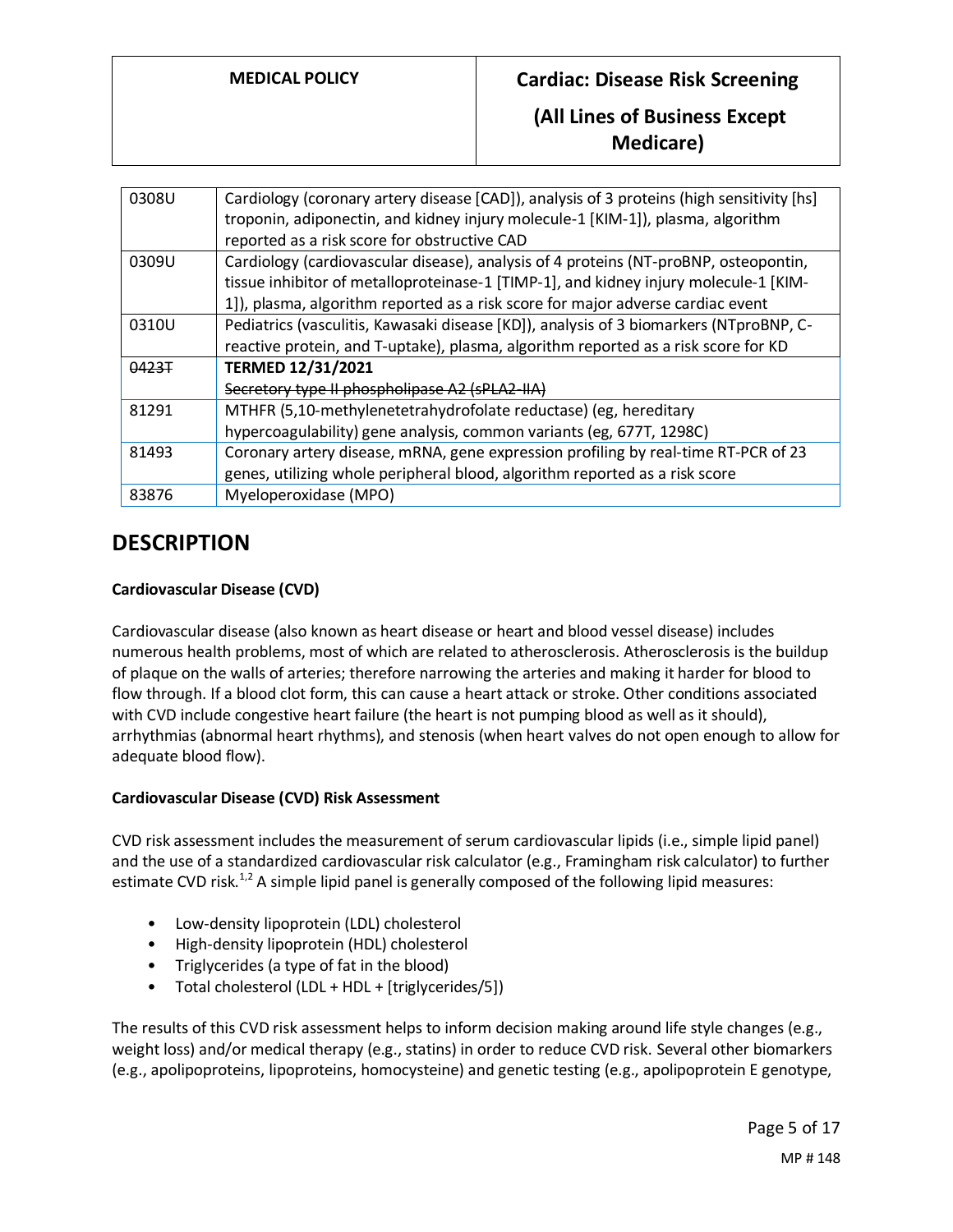| | |
|---|---|
| 0308U | Cardiology (coronary artery disease [CAD]), analysis of 3 proteins (high sensitivity [hs] troponin, adiponectin, and kidney injury molecule-1 [KIM-1]), plasma, algorithm reported as a risk score for obstructive CAD |
| 0309U | Cardiology (cardiovascular disease), analysis of 4 proteins (NT-proBNP, osteopontin, tissue inhibitor of metalloproteinase-1 [TIMP-1], and kidney injury molecule-1 [KIM-1]), plasma, algorithm reported as a risk score for major adverse cardiac event |
| 0310U | Pediatrics (vasculitis, Kawasaki disease [KD]), analysis of 3 biomarkers (NTproBNP, C-reactive protein, and T-uptake), plasma, algorithm reported as a risk score for KD |
| ~~0423T~~ | **TERMED 12/31/2021** ~~Secretory type II phospholipase A2 (sPLA2-IIA)~~ |
| 81291 | MTHFR (5,10-methylenetetrahydrofolate reductase) (eg, hereditary hypercoagulability) gene analysis, common variants (eg, 677T, 1298C) |
| 81493 | Coronary artery disease, mRNA, gene expression profiling by real-time RT-PCR of 23 genes, utilizing whole peripheral blood, algorithm reported as a risk score |
| 83876 | Myeloperoxidase (MPO) |

# DESCRIPTION

**Cardiovascular Disease (CVD)**

Cardiovascular disease (also known as heart disease or heart and blood vessel disease) includes numerous health problems, most of which are related to atherosclerosis. Atherosclerosis is the buildup of plaque on the walls of arteries; therefore narrowing the arteries and making it harder for blood to flow through. If a blood clot form, this can cause a heart attack or stroke. Other conditions associated with CVD include congestive heart failure (the heart is not pumping blood as well as it should), arrhythmias (abnormal heart rhythms), and stenosis (when heart valves do not open enough to allow for adequate blood flow).

**Cardiovascular Disease (CVD) Risk Assessment**

CVD risk assessment includes the measurement of serum cardiovascular lipids (i.e., simple lipid panel) and the use of a standardized cardiovascular risk calculator (e.g., Framingham risk calculator) to further estimate CVD risk.[1,2] A simple lipid panel is generally composed of the following lipid measures:

- Low-density lipoprotein (LDL) cholesterol
- High-density lipoprotein (HDL) cholesterol
- Triglycerides (a type of fat in the blood)
- Total cholesterol (LDL + HDL + [triglycerides/5])

The results of this CVD risk assessment helps to inform decision making around life style changes (e.g., weight loss) and/or medical therapy (e.g., statins) in order to reduce CVD risk. Several other biomarkers (e.g., apolipoproteins, lipoproteins, homocysteine) and genetic testing (e.g., apolipoprotein E genotype,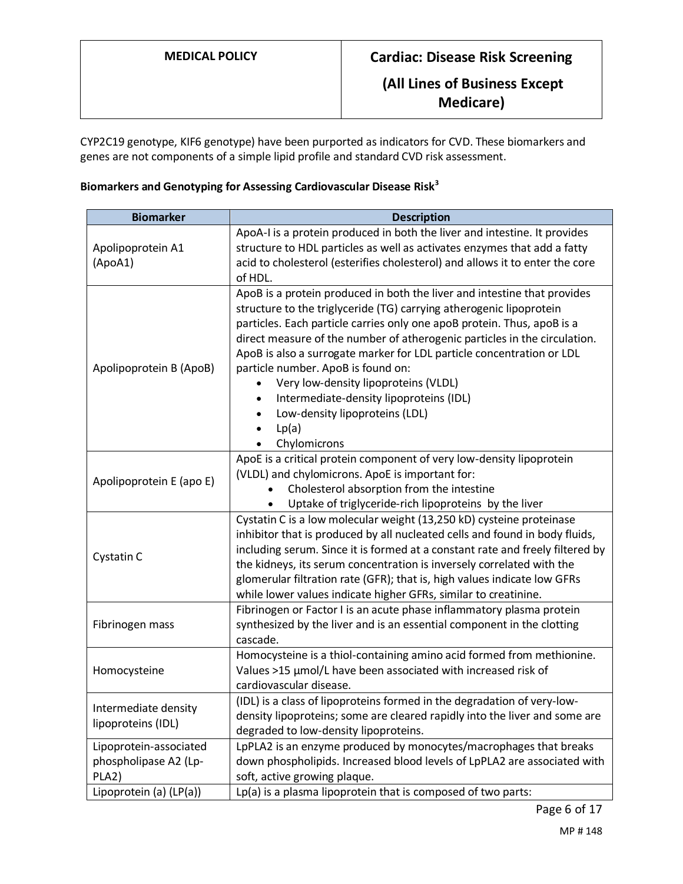CYP2C19 genotype, KIF6 genotype) have been purported as indicators for CVD. These biomarkers and genes are not components of a simple lipid profile and standard CVD risk assessment.

**Biomarkers and Genotyping for Assessing Cardiovascular Disease Risk[3]**

| Biomarker | Description |
|---|---|
| Apolipoprotein A1 (ApoA1) | ApoA-I is a protein produced in both the liver and intestine. It provides structure to HDL particles as well as activates enzymes that add a fatty acid to cholesterol (esterifies cholesterol) and allows it to enter the core of HDL. |
| Apolipoprotein B (ApoB) | ApoB is a protein produced in both the liver and intestine that provides structure to the triglyceride (TG) carrying atherogenic lipoprotein particles. Each particle carries only one apoB protein. Thus, apoB is a direct measure of the number of atherogenic particles in the circulation. ApoB is also a surrogate marker for LDL particle concentration or LDL particle number. ApoB is found on: <br>• Very low-density lipoproteins (VLDL) <br>• Intermediate-density lipoproteins (IDL) <br>• Low-density lipoproteins (LDL) <br>• Lp(a) <br>• Chylomicrons |
| Apolipoprotein E (apo E) | ApoE is a critical protein component of very low-density lipoprotein (VLDL) and chylomicrons. ApoE is important for: <br>• Cholesterol absorption from the intestine <br>• Uptake of triglyceride-rich lipoproteins by the liver |
| Cystatin C | Cystatin C is a low molecular weight (13,250 kD) cysteine proteinase inhibitor that is produced by all nucleated cells and found in body fluids, including serum. Since it is formed at a constant rate and freely filtered by the kidneys, its serum concentration is inversely correlated with the glomerular filtration rate (GFR); that is, high values indicate low GFRs while lower values indicate higher GFRs, similar to creatinine. |
| Fibrinogen mass | Fibrinogen or Factor I is an acute phase inflammatory plasma protein synthesized by the liver and is an essential component in the clotting cascade. |
| Homocysteine | Homocysteine is a thiol-containing amino acid formed from methionine. Values >15 μmol/L have been associated with increased risk of cardiovascular disease. |
| Intermediate density lipoproteins (IDL) | (IDL) is a class of lipoproteins formed in the degradation of very-low-density lipoproteins; some are cleared rapidly into the liver and some are degraded to low-density lipoproteins. |
| Lipoprotein-associated phospholipase A2 (Lp-PLA2) | LpPLA2 is an enzyme produced by monocytes/macrophages that breaks down phospholipids. Increased blood levels of LpPLA2 are associated with soft, active growing plaque. |
| Lipoprotein (a) (LP(a)) | Lp(a) is a plasma lipoprotein that is composed of two parts: |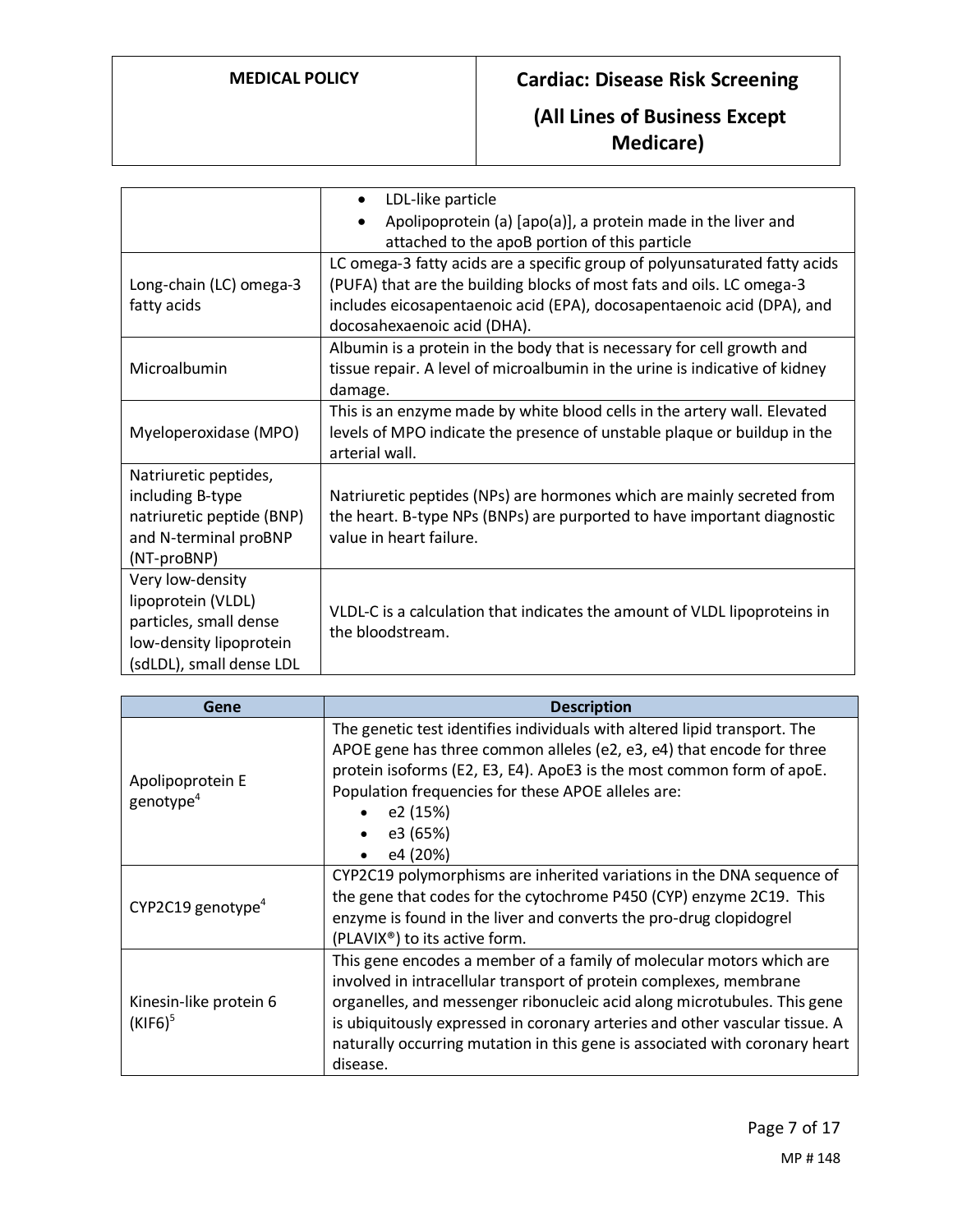| | |
|---|---|
| | • LDL-like particle<br>• Apolipoprotein (a) [apo(a)], a protein made in the liver and attached to the apoB portion of this particle |
| Long-chain (LC) omega-3 fatty acids | LC omega-3 fatty acids are a specific group of polyunsaturated fatty acids (PUFA) that are the building blocks of most fats and oils. LC omega-3 includes eicosapentaenoic acid (EPA), docosapentaenoic acid (DPA), and docosahexaenoic acid (DHA). |
| Microalbumin | Albumin is a protein in the body that is necessary for cell growth and tissue repair. A level of microalbumin in the urine is indicative of kidney damage. |
| Myeloperoxidase (MPO) | This is an enzyme made by white blood cells in the artery wall. Elevated levels of MPO indicate the presence of unstable plaque or buildup in the arterial wall. |
| Natriuretic peptides, including B-type natriuretic peptide (BNP) and N-terminal proBNP (NT-proBNP) | Natriuretic peptides (NPs) are hormones which are mainly secreted from the heart. B-type NPs (BNPs) are purported to have important diagnostic value in heart failure. |
| Very low-density lipoprotein (VLDL) particles, small dense low-density lipoprotein (sdLDL), small dense LDL | VLDL-C is a calculation that indicates the amount of VLDL lipoproteins in the bloodstream. |

| Gene | Description |
|---|---|
| Apolipoprotein E genotype[4] | The genetic test identifies individuals with altered lipid transport. The APOE gene has three common alleles (e2, e3, e4) that encode for three protein isoforms (E2, E3, E4). ApoE3 is the most common form of apoE. Population frequencies for these APOE alleles are:<br>• e2 (15%)<br>• e3 (65%)<br>• e4 (20%) |
| CYP2C19 genotype[4] | CYP2C19 polymorphisms are inherited variations in the DNA sequence of the gene that codes for the cytochrome P450 (CYP) enzyme 2C19. This enzyme is found in the liver and converts the pro-drug clopidogrel (PLAVIX®) to its active form. |
| Kinesin-like protein 6 (KIF6)[5] | This gene encodes a member of a family of molecular motors which are involved in intracellular transport of protein complexes, membrane organelles, and messenger ribonucleic acid along microtubules. This gene is ubiquitously expressed in coronary arteries and other vascular tissue. A naturally occurring mutation in this gene is associated with coronary heart disease. |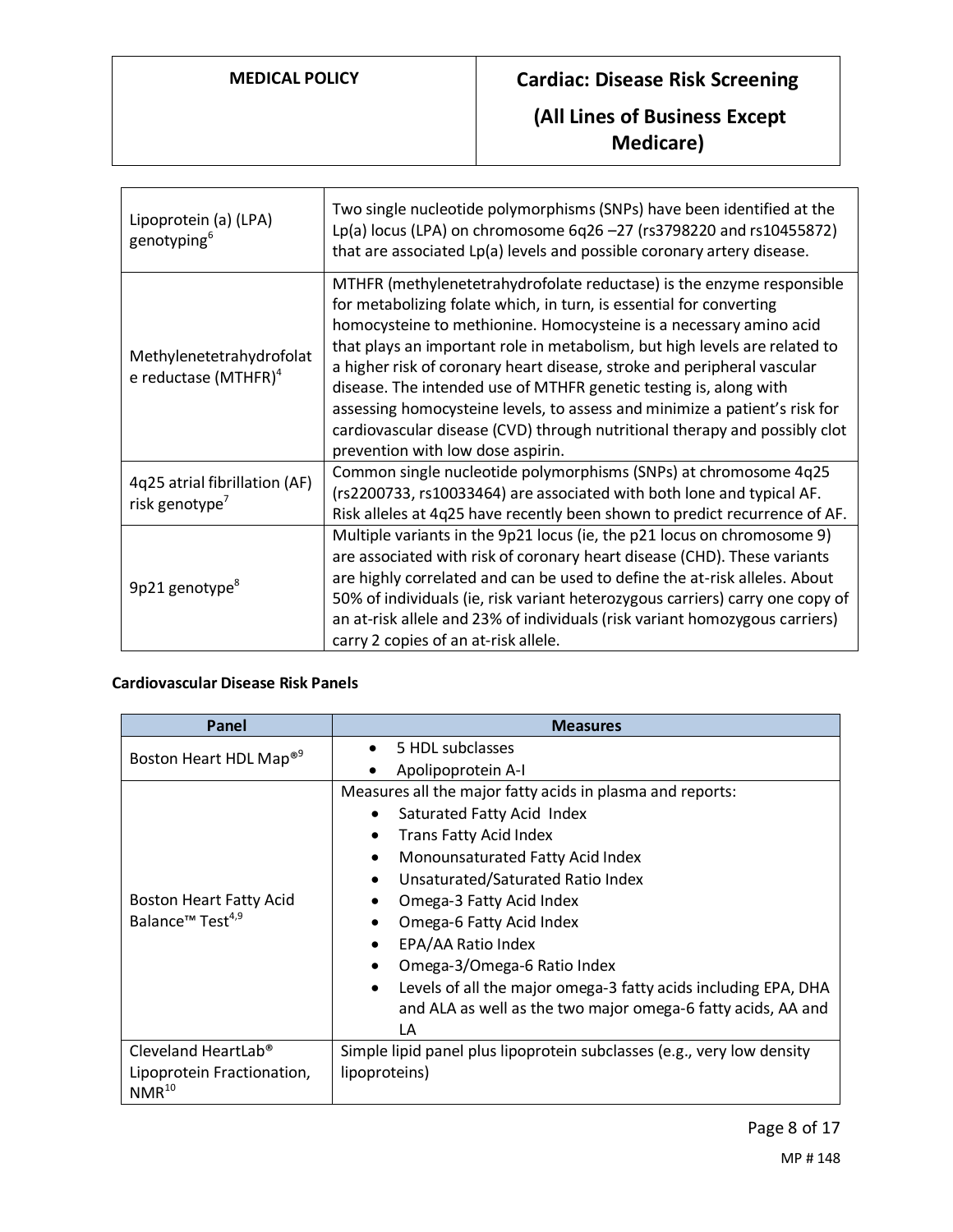| | |
|---|---|
| Lipoprotein (a) (LPA) genotyping[6] | Two single nucleotide polymorphisms (SNPs) have been identified at the Lp(a) locus (LPA) on chromosome 6q26 –27 (rs3798220 and rs10455872) that are associated Lp(a) levels and possible coronary artery disease. |
| Methylenetetrahydrofolate reductase (MTHFR)[4] | MTHFR (methylenetetrahydrofolate reductase) is the enzyme responsible for metabolizing folate which, in turn, is essential for converting homocysteine to methionine. Homocysteine is a necessary amino acid that plays an important role in metabolism, but high levels are related to a higher risk of coronary heart disease, stroke and peripheral vascular disease. The intended use of MTHFR genetic testing is, along with assessing homocysteine levels, to assess and minimize a patient's risk for cardiovascular disease (CVD) through nutritional therapy and possibly clot prevention with low dose aspirin. |
| 4q25 atrial fibrillation (AF) risk genotype[7] | Common single nucleotide polymorphisms (SNPs) at chromosome 4q25 (rs2200733, rs10033464) are associated with both lone and typical AF. Risk alleles at 4q25 have recently been shown to predict recurrence of AF. |
| 9p21 genotype[8] | Multiple variants in the 9p21 locus (ie, the p21 locus on chromosome 9) are associated with risk of coronary heart disease (CHD). These variants are highly correlated and can be used to define the at-risk alleles. About 50% of individuals (ie, risk variant heterozygous carriers) carry one copy of an at-risk allele and 23% of individuals (risk variant homozygous carriers) carry 2 copies of an at-risk allele. |

**Cardiovascular Disease Risk Panels**

| Panel | Measures |
|---|---|
| Boston Heart HDL Map®[9] | • 5 HDL subclasses<br>• Apolipoprotein A-I |
| Boston Heart Fatty Acid Balance™ Test[4,9] | Measures all the major fatty acids in plasma and reports:<br>• Saturated Fatty Acid Index<br>• Trans Fatty Acid Index<br>• Monounsaturated Fatty Acid Index<br>• Unsaturated/Saturated Ratio Index<br>• Omega-3 Fatty Acid Index<br>• Omega-6 Fatty Acid Index<br>• EPA/AA Ratio Index<br>• Omega-3/Omega-6 Ratio Index<br>• Levels of all the major omega-3 fatty acids including EPA, DHA and ALA as well as the two major omega-6 fatty acids, AA and LA |
| Cleveland HeartLab® Lipoprotein Fractionation, NMR[10] | Simple lipid panel plus lipoprotein subclasses (e.g., very low density lipoproteins) |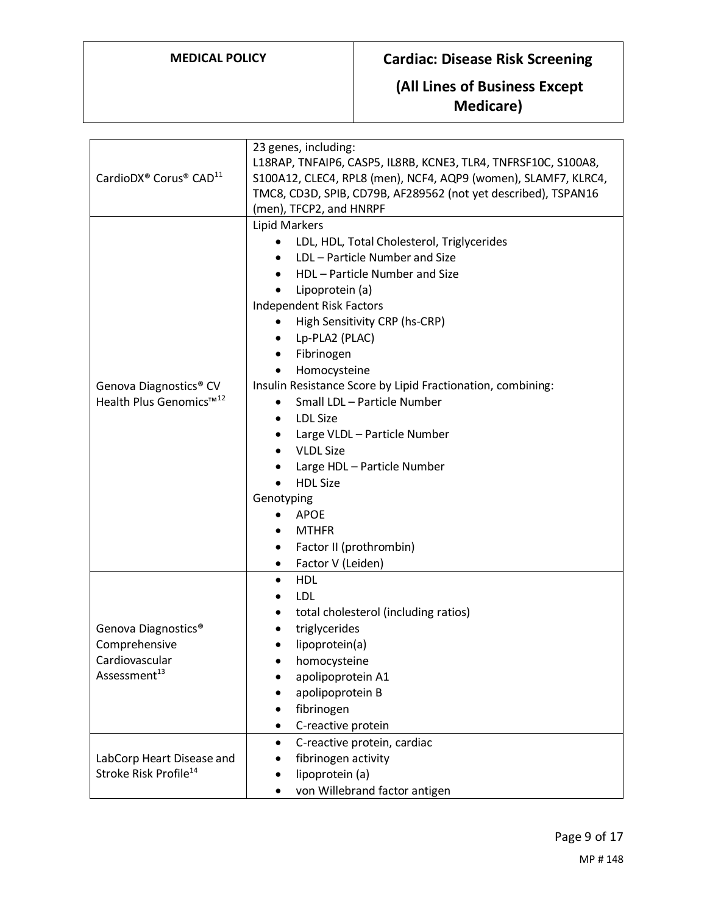| | |
|---|---|
| CardioDX® Corus® CAD[11] | 23 genes, including: L18RAP, TNFAIP6, CASP5, IL8RB, KCNE3, TLR4, TNFRSF10C, S100A8, S100A12, CLEC4, RPL8 (men), NCF4, AQP9 (women), SLAMF7, KLRC4, TMC8, CD3D, SPIB, CD79B, AF289562 (not yet described), TSPAN16 (men), TFCP2, and HNRPF |
| Genova Diagnostics® CV Health Plus Genomics™[12] | Lipid Markers<br>• LDL, HDL, Total Cholesterol, Triglycerides<br>• LDL – Particle Number and Size<br>• HDL – Particle Number and Size<br>• Lipoprotein (a)<br>Independent Risk Factors<br>• High Sensitivity CRP (hs-CRP)<br>• Lp-PLA2 (PLAC)<br>• Fibrinogen<br>• Homocysteine<br>Insulin Resistance Score by Lipid Fractionation, combining:<br>• Small LDL – Particle Number<br>• LDL Size<br>• Large VLDL – Particle Number<br>• VLDL Size<br>• Large HDL – Particle Number<br>• HDL Size<br>Genotyping<br>• APOE<br>• MTHFR<br>• Factor II (prothrombin)<br>• Factor V (Leiden) |
| Genova Diagnostics® Comprehensive Cardiovascular Assessment[13] | • HDL<br>• LDL<br>• total cholesterol (including ratios)<br>• triglycerides<br>• lipoprotein(a)<br>• homocysteine<br>• apolipoprotein A1<br>• apolipoprotein B<br>• fibrinogen<br>• C-reactive protein |
| LabCorp Heart Disease and Stroke Risk Profile[14] | • C-reactive protein, cardiac<br>• fibrinogen activity<br>• lipoprotein (a)<br>• von Willebrand factor antigen |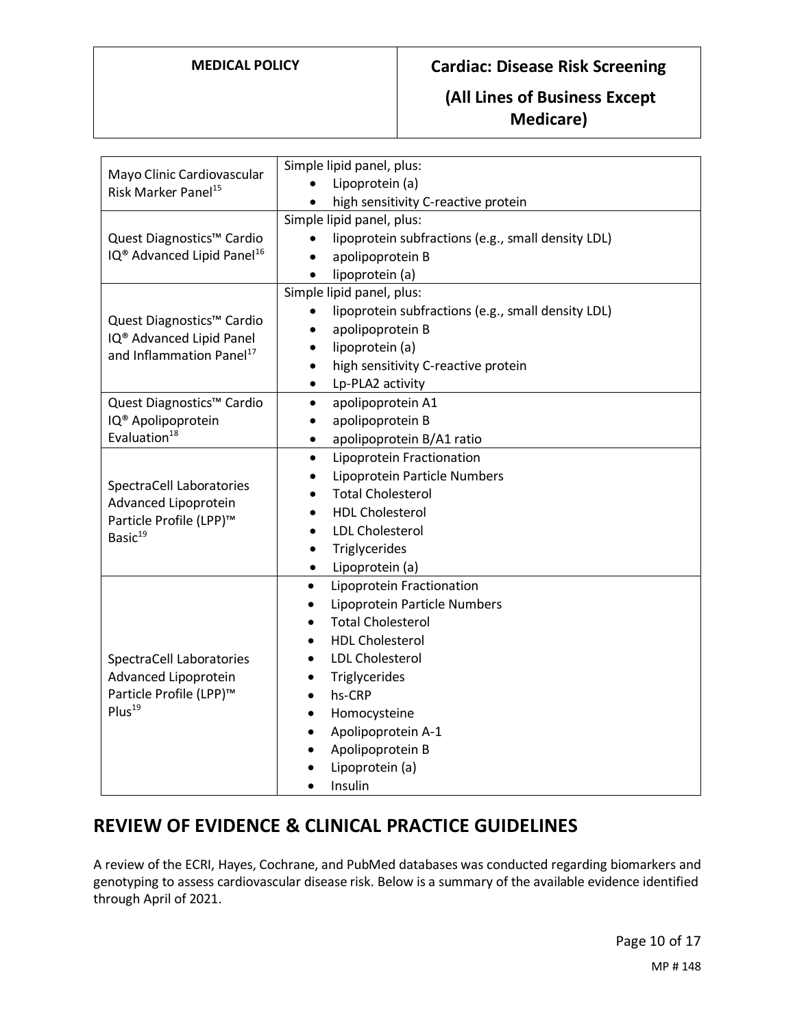| | |
|---|---|
| Mayo Clinic Cardiovascular Risk Marker Panel[15] | Simple lipid panel, plus:<br>• Lipoprotein (a)<br>• high sensitivity C-reactive protein |
| Quest Diagnostics™ Cardio IQ® Advanced Lipid Panel[16] | Simple lipid panel, plus:<br>• lipoprotein subfractions (e.g., small density LDL)<br>• apolipoprotein B<br>• lipoprotein (a) |
| Quest Diagnostics™ Cardio IQ® Advanced Lipid Panel and Inflammation Panel[17] | Simple lipid panel, plus:<br>• lipoprotein subfractions (e.g., small density LDL)<br>• apolipoprotein B<br>• lipoprotein (a)<br>• high sensitivity C-reactive protein<br>• Lp-PLA2 activity |
| Quest Diagnostics™ Cardio IQ® Apolipoprotein Evaluation[18] | • apolipoprotein A1<br>• apolipoprotein B<br>• apolipoprotein B/A1 ratio |
| SpectraCell Laboratories Advanced Lipoprotein Particle Profile (LPP)™ Basic[19] | • Lipoprotein Fractionation<br>• Lipoprotein Particle Numbers<br>• Total Cholesterol<br>• HDL Cholesterol<br>• LDL Cholesterol<br>• Triglycerides<br>• Lipoprotein (a) |
| SpectraCell Laboratories Advanced Lipoprotein Particle Profile (LPP)™ Plus[19] | • Lipoprotein Fractionation<br>• Lipoprotein Particle Numbers<br>• Total Cholesterol<br>• HDL Cholesterol<br>• LDL Cholesterol<br>• Triglycerides<br>• hs-CRP<br>• Homocysteine<br>• Apolipoprotein A-1<br>• Apolipoprotein B<br>• Lipoprotein (a)<br>• Insulin |

## REVIEW OF EVIDENCE & CLINICAL PRACTICE GUIDELINES

A review of the ECRI, Hayes, Cochrane, and PubMed databases was conducted regarding biomarkers and genotyping to assess cardiovascular disease risk. Below is a summary of the available evidence identified through April of 2021.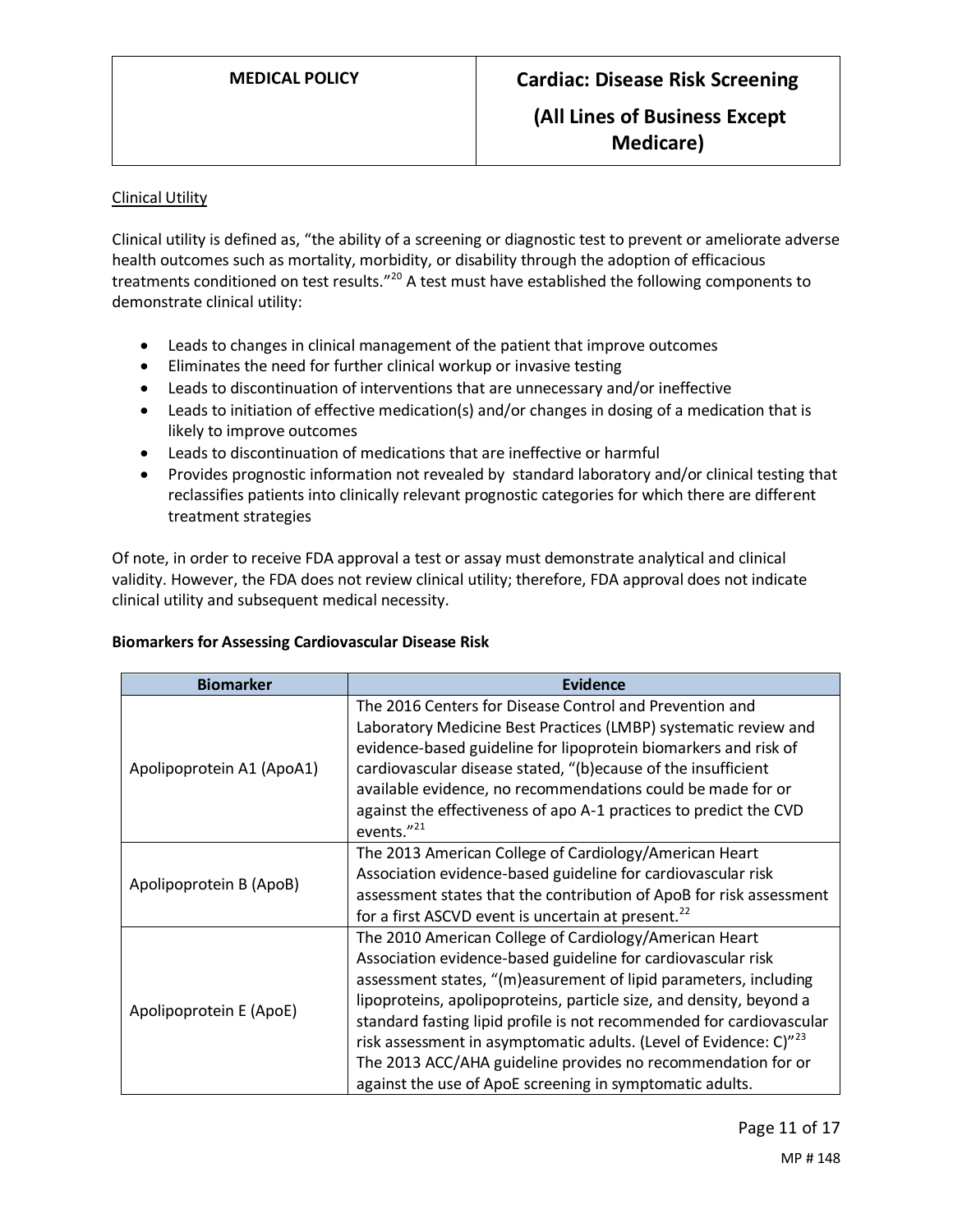Clinical Utility

Clinical utility is defined as, "the ability of a screening or diagnostic test to prevent or ameliorate adverse health outcomes such as mortality, morbidity, or disability through the adoption of efficacious treatments conditioned on test results."[20] A test must have established the following components to demonstrate clinical utility:

- Leads to changes in clinical management of the patient that improve outcomes
- Eliminates the need for further clinical workup or invasive testing
- Leads to discontinuation of interventions that are unnecessary and/or ineffective
- Leads to initiation of effective medication(s) and/or changes in dosing of a medication that is likely to improve outcomes
- Leads to discontinuation of medications that are ineffective or harmful
- Provides prognostic information not revealed by standard laboratory and/or clinical testing that reclassifies patients into clinically relevant prognostic categories for which there are different treatment strategies

Of note, in order to receive FDA approval a test or assay must demonstrate analytical and clinical validity. However, the FDA does not review clinical utility; therefore, FDA approval does not indicate clinical utility and subsequent medical necessity.

**Biomarkers for Assessing Cardiovascular Disease Risk**

| Biomarker | Evidence |
| --- | --- |
| Apolipoprotein A1 (ApoA1) | The 2016 Centers for Disease Control and Prevention and Laboratory Medicine Best Practices (LMBP) systematic review and evidence-based guideline for lipoprotein biomarkers and risk of cardiovascular disease stated, "(b)ecause of the insufficient available evidence, no recommendations could be made for or against the effectiveness of apo A-1 practices to predict the CVD events."[21] |
| Apolipoprotein B (ApoB) | The 2013 American College of Cardiology/American Heart Association evidence-based guideline for cardiovascular risk assessment states that the contribution of ApoB for risk assessment for a first ASCVD event is uncertain at present.[22] |
| Apolipoprotein E (ApoE) | The 2010 American College of Cardiology/American Heart Association evidence-based guideline for cardiovascular risk assessment states, "(m)easurement of lipid parameters, including lipoproteins, apolipoproteins, particle size, and density, beyond a standard fasting lipid profile is not recommended for cardiovascular risk assessment in asymptomatic adults. (Level of Evidence: C)"[23] The 2013 ACC/AHA guideline provides no recommendation for or against the use of ApoE screening in symptomatic adults. |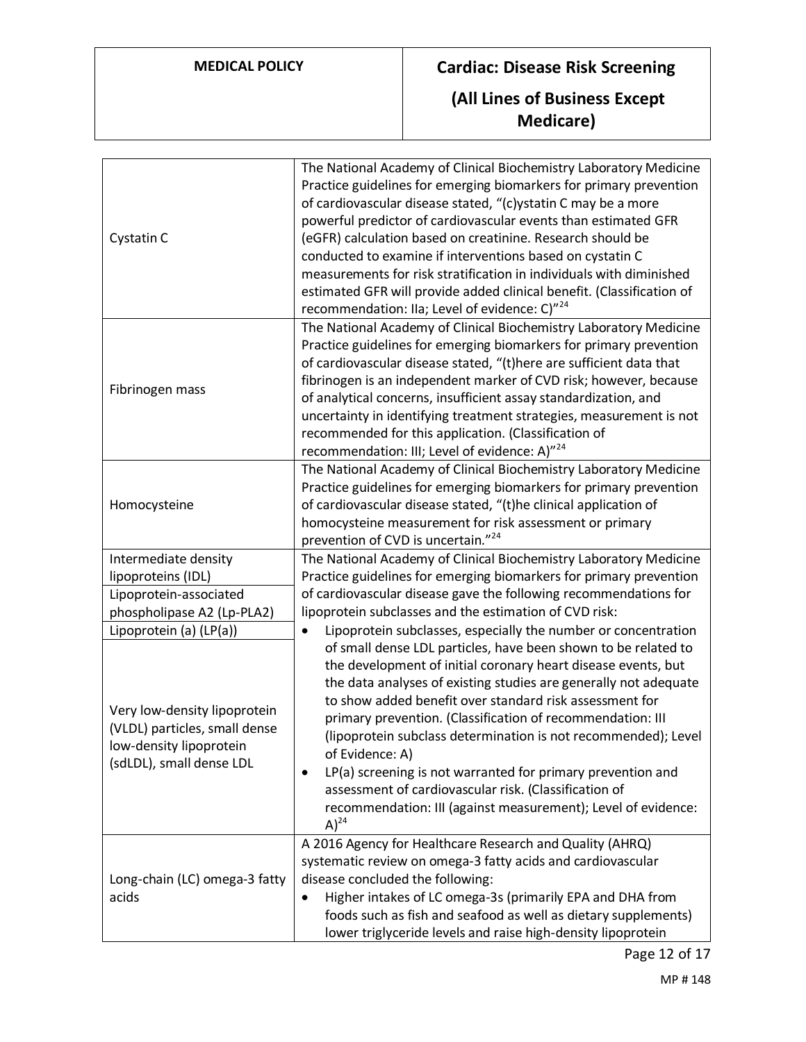| Cystatin C | The National Academy of Clinical Biochemistry Laboratory Medicine Practice guidelines for emerging biomarkers for primary prevention of cardiovascular disease stated, "(c)ystatin C may be a more powerful predictor of cardiovascular events than estimated GFR (eGFR) calculation based on creatinine. Research should be conducted to examine if interventions based on cystatin C measurements for risk stratification in individuals with diminished estimated GFR will provide added clinical benefit. (Classification of recommendation: IIa; Level of evidence: C)"[24] |
|---|---|
| Fibrinogen mass | The National Academy of Clinical Biochemistry Laboratory Medicine Practice guidelines for emerging biomarkers for primary prevention of cardiovascular disease stated, "(t)here are sufficient data that fibrinogen is an independent marker of CVD risk; however, because of analytical concerns, insufficient assay standardization, and uncertainty in identifying treatment strategies, measurement is not recommended for this application. (Classification of recommendation: III; Level of evidence: A)"[24] |
| Homocysteine | The National Academy of Clinical Biochemistry Laboratory Medicine Practice guidelines for emerging biomarkers for primary prevention of cardiovascular disease stated, "(t)he clinical application of homocysteine measurement for risk assessment or primary prevention of CVD is uncertain."[24] |
| Intermediate density lipoproteins (IDL)<br>Lipoprotein-associated phospholipase A2 (Lp-PLA2)<br>Lipoprotein (a) (LP(a))<br>Very low-density lipoprotein (VLDL) particles, small dense low-density lipoprotein (sdLDL), small dense LDL | The National Academy of Clinical Biochemistry Laboratory Medicine Practice guidelines for emerging biomarkers for primary prevention of cardiovascular disease gave the following recommendations for lipoprotein subclasses and the estimation of CVD risk:<br>• Lipoprotein subclasses, especially the number or concentration of small dense LDL particles, have been shown to be related to the development of initial coronary heart disease events, but the data analyses of existing studies are generally not adequate to show added benefit over standard risk assessment for primary prevention. (Classification of recommendation: III (lipoprotein subclass determination is not recommended); Level of Evidence: A)<br>• LP(a) screening is not warranted for primary prevention and assessment of cardiovascular risk. (Classification of recommendation: III (against measurement); Level of evidence: A)[24] |
| Long-chain (LC) omega-3 fatty acids | A 2016 Agency for Healthcare Research and Quality (AHRQ) systematic review on omega-3 fatty acids and cardiovascular disease concluded the following:<br>• Higher intakes of LC omega-3s (primarily EPA and DHA from foods such as fish and seafood as well as dietary supplements) lower triglyceride levels and raise high-density lipoprotein |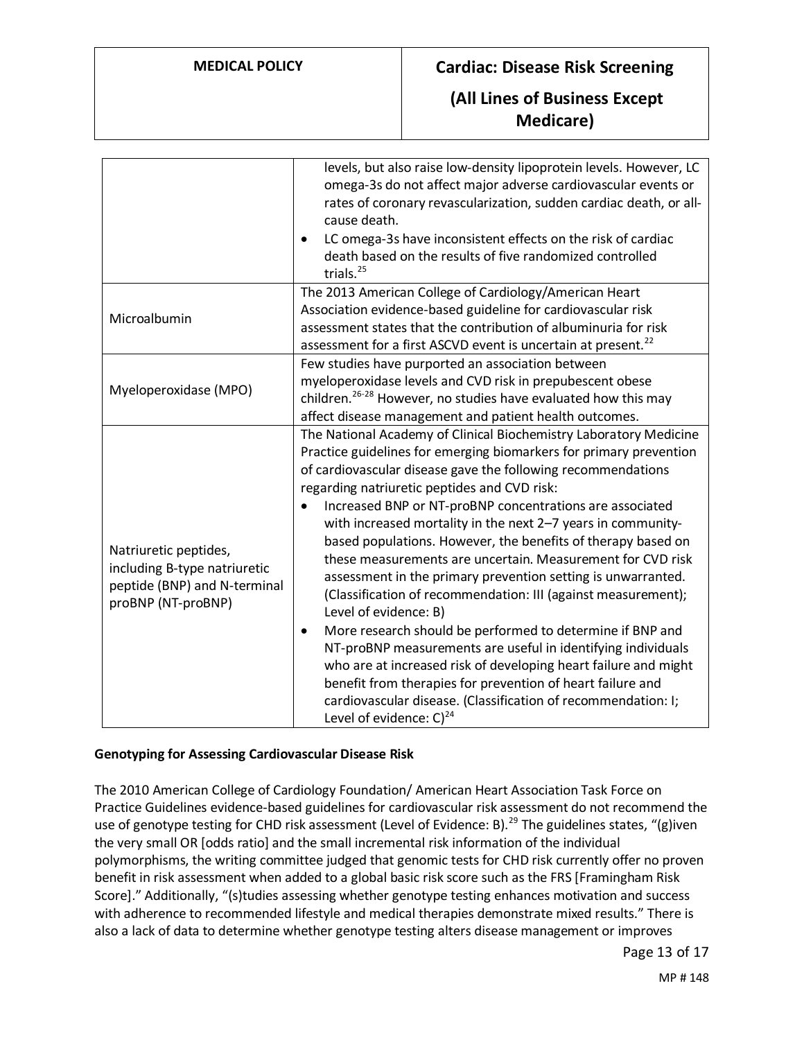| | |
|---|---|
| | levels, but also raise low-density lipoprotein levels. However, LC omega-3s do not affect major adverse cardiovascular events or rates of coronary revascularization, sudden cardiac death, or all-cause death.<br>• LC omega-3s have inconsistent effects on the risk of cardiac death based on the results of five randomized controlled trials.[25] |
| Microalbumin | The 2013 American College of Cardiology/American Heart Association evidence-based guideline for cardiovascular risk assessment states that the contribution of albuminuria for risk assessment for a first ASCVD event is uncertain at present.[22] |
| Myeloperoxidase (MPO) | Few studies have purported an association between myeloperoxidase levels and CVD risk in prepubescent obese children.[26-28] However, no studies have evaluated how this may affect disease management and patient health outcomes. |
| Natriuretic peptides, including B-type natriuretic peptide (BNP) and N-terminal proBNP (NT-proBNP) | The National Academy of Clinical Biochemistry Laboratory Medicine Practice guidelines for emerging biomarkers for primary prevention of cardiovascular disease gave the following recommendations regarding natriuretic peptides and CVD risk:<br>• Increased BNP or NT-proBNP concentrations are associated with increased mortality in the next 2–7 years in community-based populations. However, the benefits of therapy based on these measurements are uncertain. Measurement for CVD risk assessment in the primary prevention setting is unwarranted. (Classification of recommendation: III (against measurement); Level of evidence: B)<br>• More research should be performed to determine if BNP and NT-proBNP measurements are useful in identifying individuals who are at increased risk of developing heart failure and might benefit from therapies for prevention of heart failure and cardiovascular disease. (Classification of recommendation: I; Level of evidence: C)[24] |

**Genotyping for Assessing Cardiovascular Disease Risk**

The 2010 American College of Cardiology Foundation/ American Heart Association Task Force on Practice Guidelines evidence-based guidelines for cardiovascular risk assessment do not recommend the use of genotype testing for CHD risk assessment (Level of Evidence: B).[29] The guidelines states, "(g)iven the very small OR [odds ratio] and the small incremental risk information of the individual polymorphisms, the writing committee judged that genomic tests for CHD risk currently offer no proven benefit in risk assessment when added to a global basic risk score such as the FRS [Framingham Risk Score]." Additionally, "(s)tudies assessing whether genotype testing enhances motivation and success with adherence to recommended lifestyle and medical therapies demonstrate mixed results." There is also a lack of data to determine whether genotype testing alters disease management or improves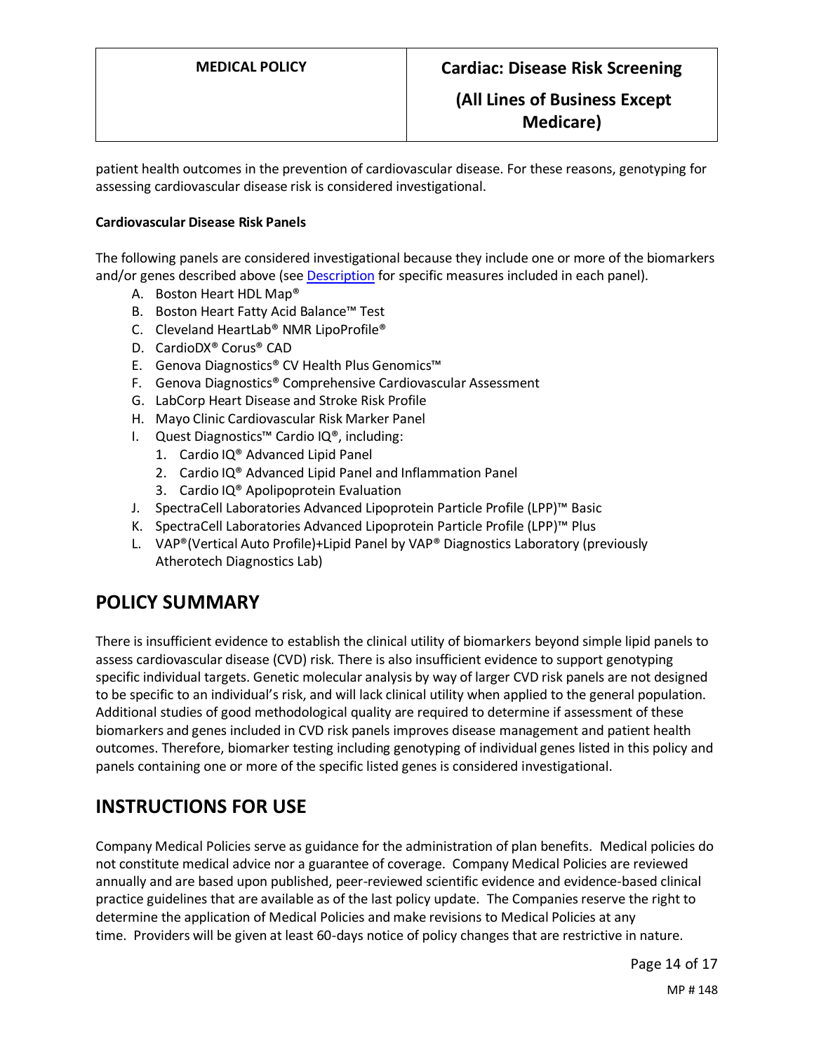patient health outcomes in the prevention of cardiovascular disease. For these reasons, genotyping for assessing cardiovascular disease risk is considered investigational.

**Cardiovascular Disease Risk Panels**

The following panels are considered investigational because they include one or more of the biomarkers and/or genes described above (see Description for specific measures included in each panel).

A. Boston Heart HDL Map®
B. Boston Heart Fatty Acid Balance™ Test
C. Cleveland HeartLab® NMR LipoProfile®
D. CardioDX® Corus® CAD
E. Genova Diagnostics® CV Health Plus Genomics™
F. Genova Diagnostics® Comprehensive Cardiovascular Assessment
G. LabCorp Heart Disease and Stroke Risk Profile
H. Mayo Clinic Cardiovascular Risk Marker Panel
I. Quest Diagnostics™ Cardio IQ®, including:
   1. Cardio IQ® Advanced Lipid Panel
   2. Cardio IQ® Advanced Lipid Panel and Inflammation Panel
   3. Cardio IQ® Apolipoprotein Evaluation
J. SpectraCell Laboratories Advanced Lipoprotein Particle Profile (LPP)™ Basic
K. SpectraCell Laboratories Advanced Lipoprotein Particle Profile (LPP)™ Plus
L. VAP®(Vertical Auto Profile)+Lipid Panel by VAP® Diagnostics Laboratory (previously Atherotech Diagnostics Lab)

## POLICY SUMMARY

There is insufficient evidence to establish the clinical utility of biomarkers beyond simple lipid panels to assess cardiovascular disease (CVD) risk. There is also insufficient evidence to support genotyping specific individual targets. Genetic molecular analysis by way of larger CVD risk panels are not designed to be specific to an individual's risk, and will lack clinical utility when applied to the general population. Additional studies of good methodological quality are required to determine if assessment of these biomarkers and genes included in CVD risk panels improves disease management and patient health outcomes. Therefore, biomarker testing including genotyping of individual genes listed in this policy and panels containing one or more of the specific listed genes is considered investigational.

## INSTRUCTIONS FOR USE

Company Medical Policies serve as guidance for the administration of plan benefits. Medical policies do not constitute medical advice nor a guarantee of coverage. Company Medical Policies are reviewed annually and are based upon published, peer-reviewed scientific evidence and evidence-based clinical practice guidelines that are available as of the last policy update. The Companies reserve the right to determine the application of Medical Policies and make revisions to Medical Policies at any time. Providers will be given at least 60-days notice of policy changes that are restrictive in nature.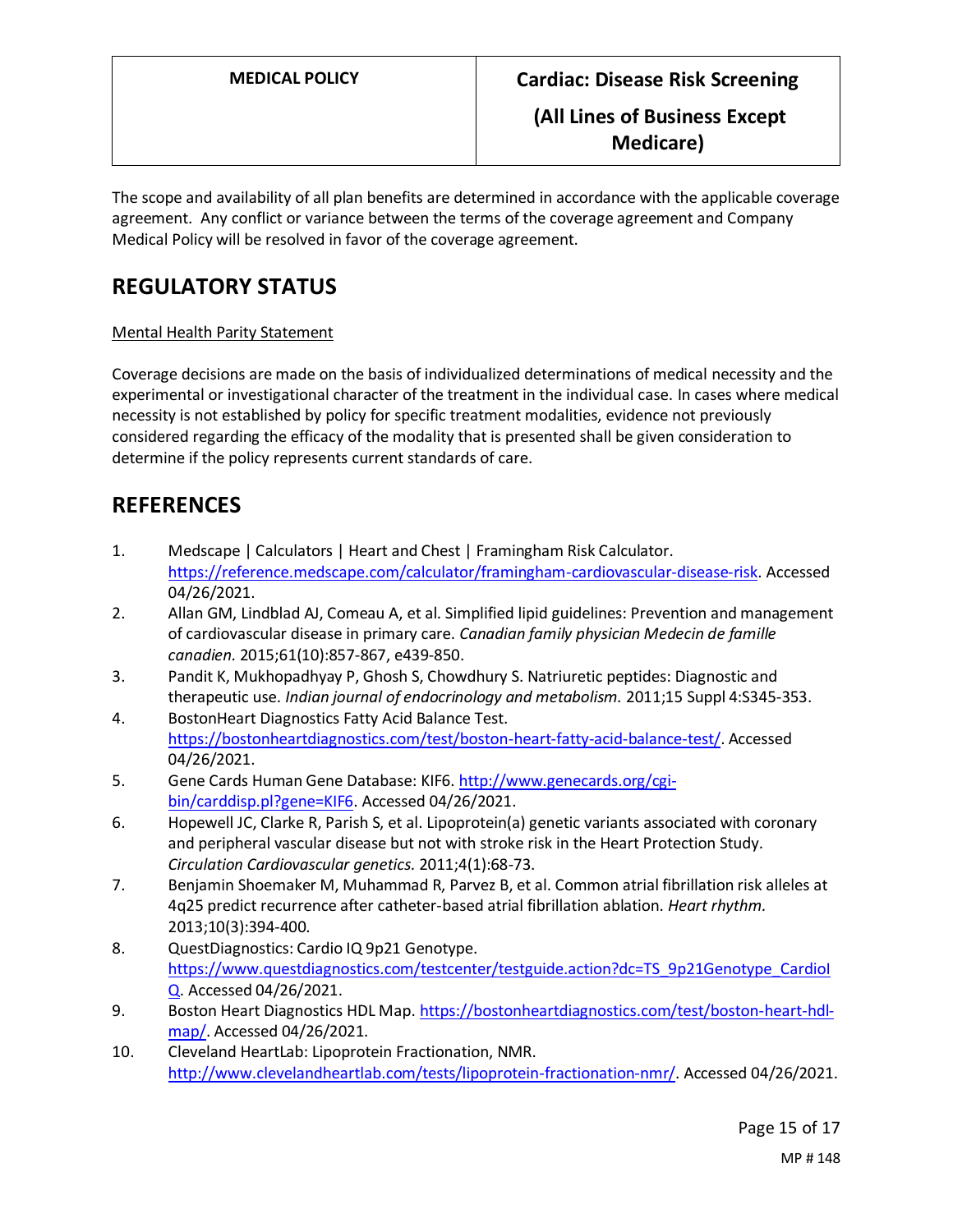The scope and availability of all plan benefits are determined in accordance with the applicable coverage agreement. Any conflict or variance between the terms of the coverage agreement and Company Medical Policy will be resolved in favor of the coverage agreement.

## REGULATORY STATUS

Mental Health Parity Statement

Coverage decisions are made on the basis of individualized determinations of medical necessity and the experimental or investigational character of the treatment in the individual case. In cases where medical necessity is not established by policy for specific treatment modalities, evidence not previously considered regarding the efficacy of the modality that is presented shall be given consideration to determine if the policy represents current standards of care.

## REFERENCES

1. Medscape | Calculators | Heart and Chest | Framingham Risk Calculator. https://reference.medscape.com/calculator/framingham-cardiovascular-disease-risk. Accessed 04/26/2021.
2. Allan GM, Lindblad AJ, Comeau A, et al. Simplified lipid guidelines: Prevention and management of cardiovascular disease in primary care. *Canadian family physician Medecin de famille canadien.* 2015;61(10):857-867, e439-850.
3. Pandit K, Mukhopadhyay P, Ghosh S, Chowdhury S. Natriuretic peptides: Diagnostic and therapeutic use. *Indian journal of endocrinology and metabolism.* 2011;15 Suppl 4:S345-353.
4. BostonHeart Diagnostics Fatty Acid Balance Test. https://bostonheartdiagnostics.com/test/boston-heart-fatty-acid-balance-test/. Accessed 04/26/2021.
5. Gene Cards Human Gene Database: KIF6. http://www.genecards.org/cgi-bin/carddisp.pl?gene=KIF6. Accessed 04/26/2021.
6. Hopewell JC, Clarke R, Parish S, et al. Lipoprotein(a) genetic variants associated with coronary and peripheral vascular disease but not with stroke risk in the Heart Protection Study. *Circulation Cardiovascular genetics.* 2011;4(1):68-73.
7. Benjamin Shoemaker M, Muhammad R, Parvez B, et al. Common atrial fibrillation risk alleles at 4q25 predict recurrence after catheter-based atrial fibrillation ablation. *Heart rhythm.* 2013;10(3):394-400.
8. QuestDiagnostics: Cardio IQ 9p21 Genotype. https://www.questdiagnostics.com/testcenter/testguide.action?dc=TS_9p21Genotype_CardioIQ. Accessed 04/26/2021.
9. Boston Heart Diagnostics HDL Map. https://bostonheartdiagnostics.com/test/boston-heart-hdl-map/. Accessed 04/26/2021.
10. Cleveland HeartLab: Lipoprotein Fractionation, NMR. http://www.clevelandheartlab.com/tests/lipoprotein-fractionation-nmr/. Accessed 04/26/2021.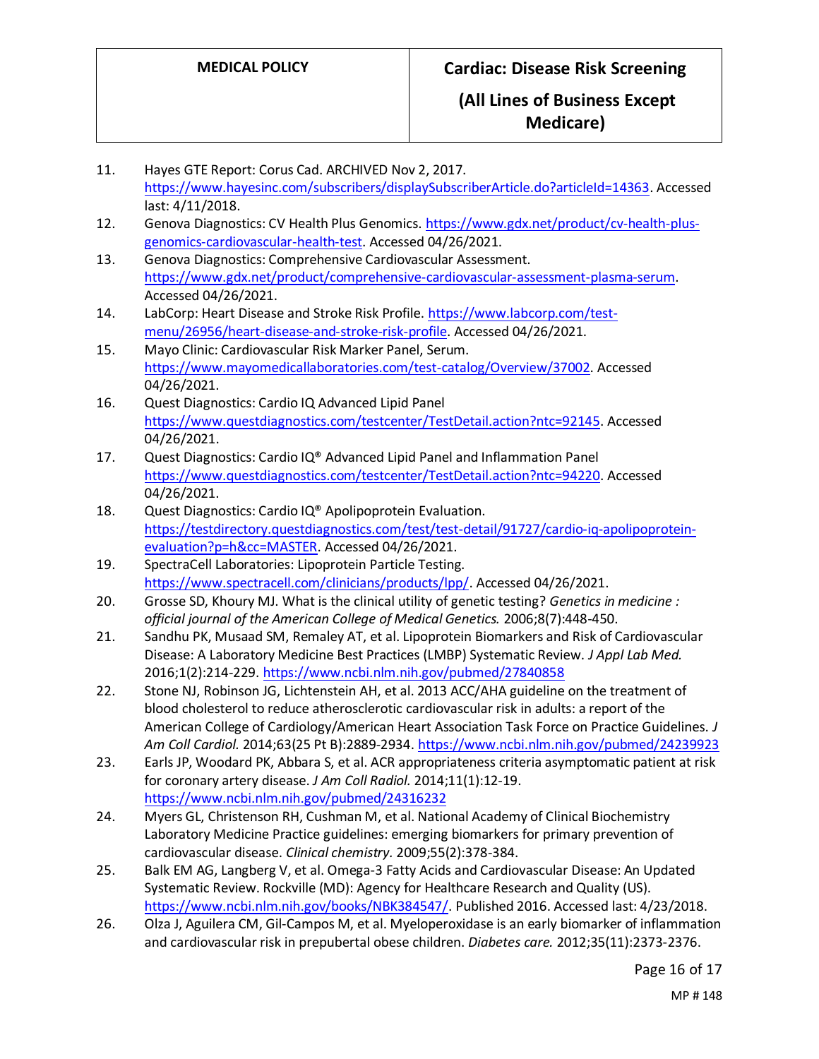11. Hayes GTE Report: Corus Cad. ARCHIVED Nov 2, 2017. https://www.hayesinc.com/subscribers/displaySubscriberArticle.do?articleId=14363. Accessed last: 4/11/2018.
12. Genova Diagnostics: CV Health Plus Genomics. https://www.gdx.net/product/cv-health-plus-genomics-cardiovascular-health-test. Accessed 04/26/2021.
13. Genova Diagnostics: Comprehensive Cardiovascular Assessment. https://www.gdx.net/product/comprehensive-cardiovascular-assessment-plasma-serum. Accessed 04/26/2021.
14. LabCorp: Heart Disease and Stroke Risk Profile. https://www.labcorp.com/test-menu/26956/heart-disease-and-stroke-risk-profile. Accessed 04/26/2021.
15. Mayo Clinic: Cardiovascular Risk Marker Panel, Serum. https://www.mayomedicallaboratories.com/test-catalog/Overview/37002. Accessed 04/26/2021.
16. Quest Diagnostics: Cardio IQ Advanced Lipid Panel https://www.questdiagnostics.com/testcenter/TestDetail.action?ntc=92145. Accessed 04/26/2021.
17. Quest Diagnostics: Cardio IQ® Advanced Lipid Panel and Inflammation Panel https://www.questdiagnostics.com/testcenter/TestDetail.action?ntc=94220. Accessed 04/26/2021.
18. Quest Diagnostics: Cardio IQ® Apolipoprotein Evaluation. https://testdirectory.questdiagnostics.com/test/test-detail/91727/cardio-iq-apolipoprotein-evaluation?p=h&cc=MASTER. Accessed 04/26/2021.
19. SpectraCell Laboratories: Lipoprotein Particle Testing. https://www.spectracell.com/clinicians/products/lpp/. Accessed 04/26/2021.
20. Grosse SD, Khoury MJ. What is the clinical utility of genetic testing? *Genetics in medicine : official journal of the American College of Medical Genetics.* 2006;8(7):448-450.
21. Sandhu PK, Musaad SM, Remaley AT, et al. Lipoprotein Biomarkers and Risk of Cardiovascular Disease: A Laboratory Medicine Best Practices (LMBP) Systematic Review. *J Appl Lab Med.* 2016;1(2):214-229. https://www.ncbi.nlm.nih.gov/pubmed/27840858
22. Stone NJ, Robinson JG, Lichtenstein AH, et al. 2013 ACC/AHA guideline on the treatment of blood cholesterol to reduce atherosclerotic cardiovascular risk in adults: a report of the American College of Cardiology/American Heart Association Task Force on Practice Guidelines. *J Am Coll Cardiol.* 2014;63(25 Pt B):2889-2934. https://www.ncbi.nlm.nih.gov/pubmed/24239923
23. Earls JP, Woodard PK, Abbara S, et al. ACR appropriateness criteria asymptomatic patient at risk for coronary artery disease. *J Am Coll Radiol.* 2014;11(1):12-19. https://www.ncbi.nlm.nih.gov/pubmed/24316232
24. Myers GL, Christenson RH, Cushman M, et al. National Academy of Clinical Biochemistry Laboratory Medicine Practice guidelines: emerging biomarkers for primary prevention of cardiovascular disease. *Clinical chemistry.* 2009;55(2):378-384.
25. Balk EM AG, Langberg V, et al. Omega-3 Fatty Acids and Cardiovascular Disease: An Updated Systematic Review. Rockville (MD): Agency for Healthcare Research and Quality (US). https://www.ncbi.nlm.nih.gov/books/NBK384547/. Published 2016. Accessed last: 4/23/2018.
26. Olza J, Aguilera CM, Gil-Campos M, et al. Myeloperoxidase is an early biomarker of inflammation and cardiovascular risk in prepubertal obese children. *Diabetes care.* 2012;35(11):2373-2376.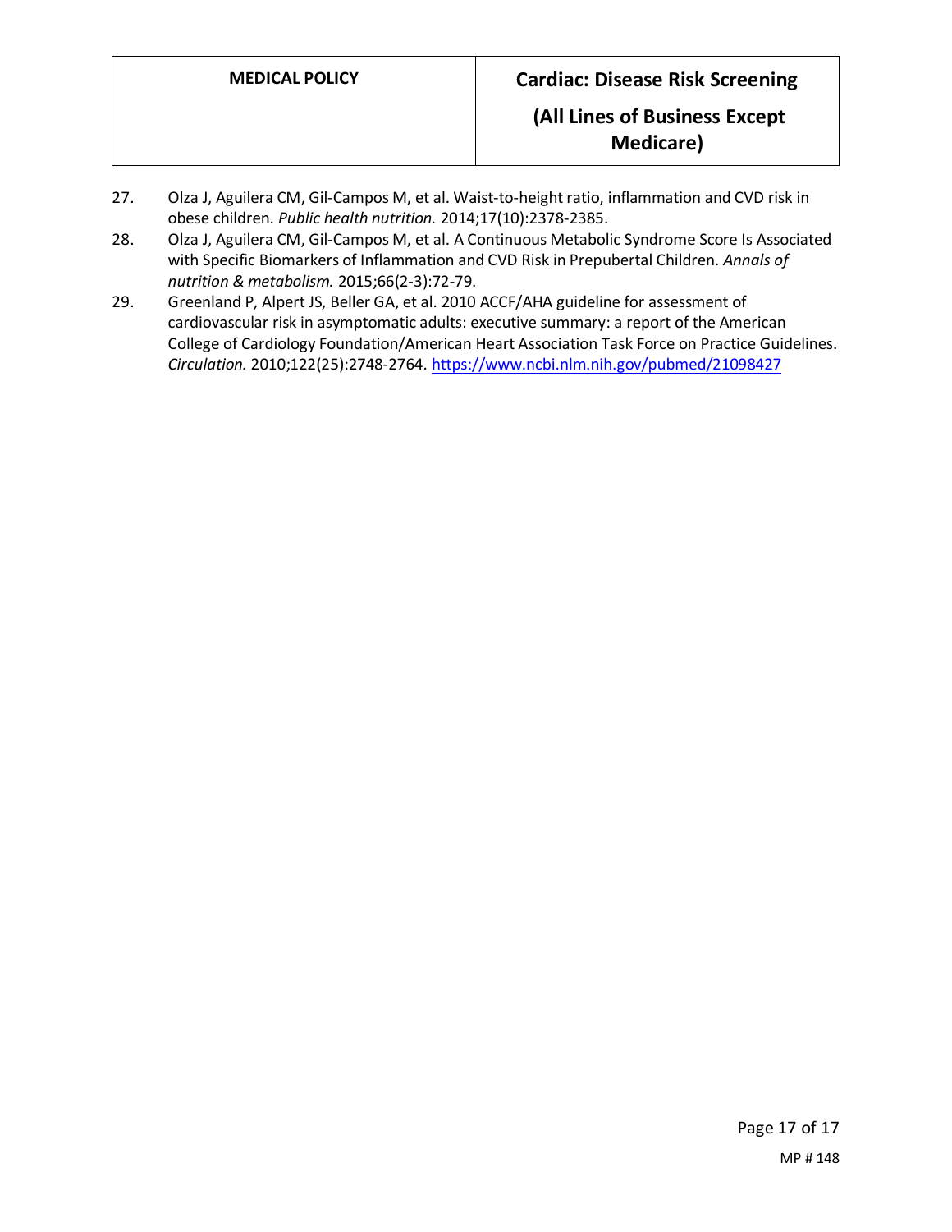27. Olza J, Aguilera CM, Gil-Campos M, et al. Waist-to-height ratio, inflammation and CVD risk in obese children. *Public health nutrition.* 2014;17(10):2378-2385.
28. Olza J, Aguilera CM, Gil-Campos M, et al. A Continuous Metabolic Syndrome Score Is Associated with Specific Biomarkers of Inflammation and CVD Risk in Prepubertal Children. *Annals of nutrition & metabolism.* 2015;66(2-3):72-79.
29. Greenland P, Alpert JS, Beller GA, et al. 2010 ACCF/AHA guideline for assessment of cardiovascular risk in asymptomatic adults: executive summary: a report of the American College of Cardiology Foundation/American Heart Association Task Force on Practice Guidelines. *Circulation.* 2010;122(25):2748-2764. https://www.ncbi.nlm.nih.gov/pubmed/21098427